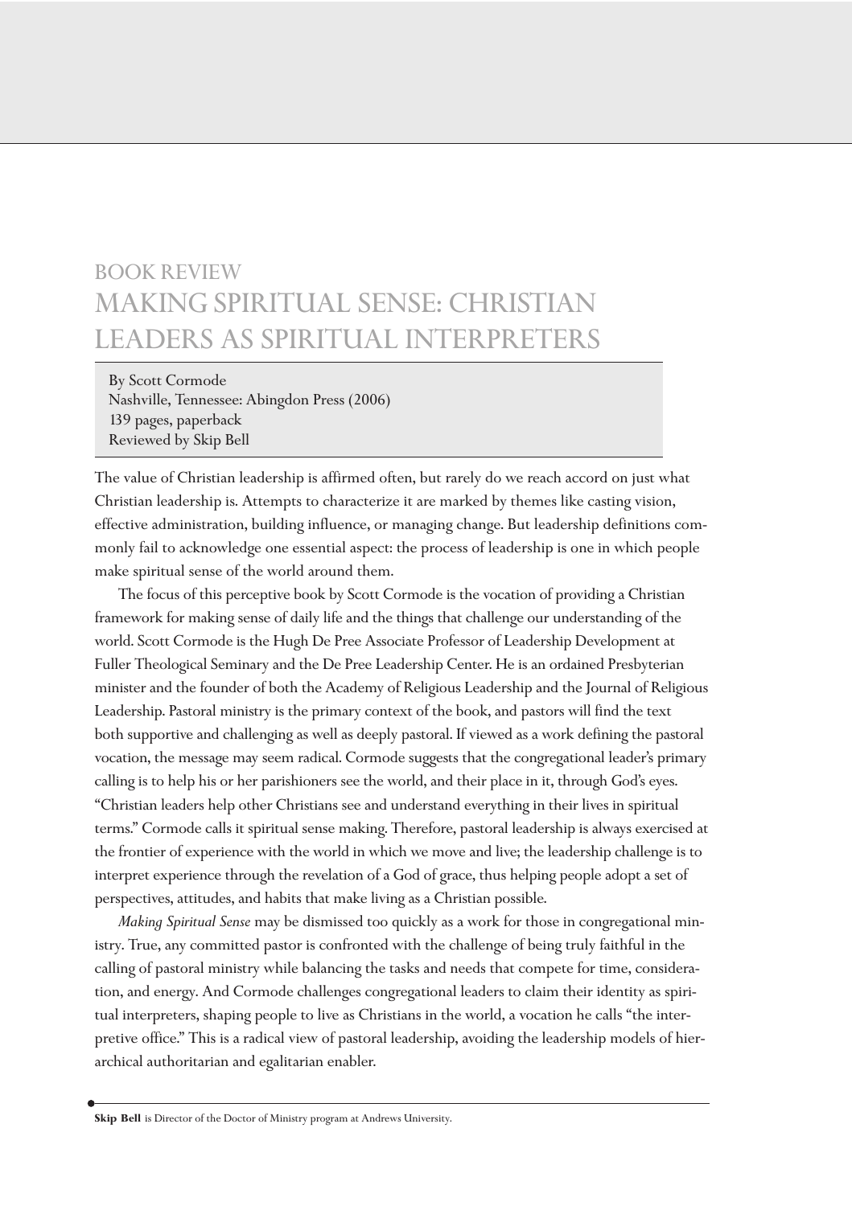# BOOK REVIEW
# MAKING SPIRITUAL SENSE: CHRISTIAN LEADERS AS SPIRITUAL INTERPRETERS

By Scott Cormode
Nashville, Tennessee: Abingdon Press (2006)
139 pages, paperback
Reviewed by Skip Bell

The value of Christian leadership is affirmed often, but rarely do we reach accord on just what Christian leadership is. Attempts to characterize it are marked by themes like casting vision, effective administration, building influence, or managing change. But leadership definitions commonly fail to acknowledge one essential aspect: the process of leadership is one in which people make spiritual sense of the world around them.

The focus of this perceptive book by Scott Cormode is the vocation of providing a Christian framework for making sense of daily life and the things that challenge our understanding of the world. Scott Cormode is the Hugh De Pree Associate Professor of Leadership Development at Fuller Theological Seminary and the De Pree Leadership Center. He is an ordained Presbyterian minister and the founder of both the Academy of Religious Leadership and the Journal of Religious Leadership. Pastoral ministry is the primary context of the book, and pastors will find the text both supportive and challenging as well as deeply pastoral. If viewed as a work defining the pastoral vocation, the message may seem radical. Cormode suggests that the congregational leader's primary calling is to help his or her parishioners see the world, and their place in it, through God's eyes. "Christian leaders help other Christians see and understand everything in their lives in spiritual terms." Cormode calls it spiritual sense making. Therefore, pastoral leadership is always exercised at the frontier of experience with the world in which we move and live; the leadership challenge is to interpret experience through the revelation of a God of grace, thus helping people adopt a set of perspectives, attitudes, and habits that make living as a Christian possible.

*Making Spiritual Sense* may be dismissed too quickly as a work for those in congregational ministry. True, any committed pastor is confronted with the challenge of being truly faithful in the calling of pastoral ministry while balancing the tasks and needs that compete for time, consideration, and energy. And Cormode challenges congregational leaders to claim their identity as spiritual interpreters, shaping people to live as Christians in the world, a vocation he calls "the interpretive office." This is a radical view of pastoral leadership, avoiding the leadership models of hierarchical authoritarian and egalitarian enabler.

**Skip Bell** is Director of the Doctor of Ministry program at Andrews University.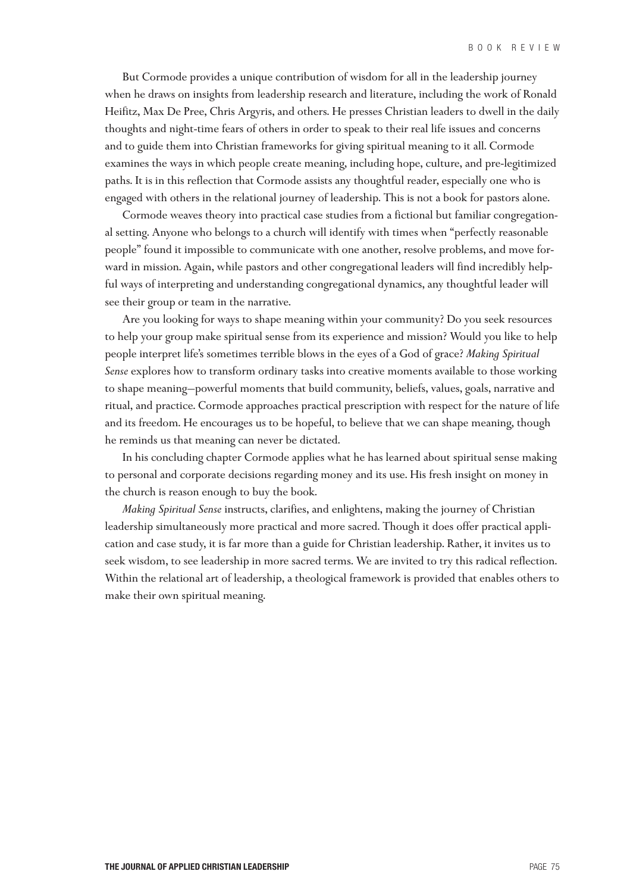But Cormode provides a unique contribution of wisdom for all in the leadership journey when he draws on insights from leadership research and literature, including the work of Ronald Heifitz, Max De Pree, Chris Argyris, and others. He presses Christian leaders to dwell in the daily thoughts and night-time fears of others in order to speak to their real life issues and concerns and to guide them into Christian frameworks for giving spiritual meaning to it all. Cormode examines the ways in which people create meaning, including hope, culture, and pre-legitimized paths. It is in this reflection that Cormode assists any thoughtful reader, especially one who is engaged with others in the relational journey of leadership. This is not a book for pastors alone.

Cormode weaves theory into practical case studies from a fictional but familiar congregational setting. Anyone who belongs to a church will identify with times when "perfectly reasonable people" found it impossible to communicate with one another, resolve problems, and move forward in mission. Again, while pastors and other congregational leaders will find incredibly helpful ways of interpreting and understanding congregational dynamics, any thoughtful leader will see their group or team in the narrative.

Are you looking for ways to shape meaning within your community? Do you seek resources to help your group make spiritual sense from its experience and mission? Would you like to help people interpret life's sometimes terrible blows in the eyes of a God of grace? *Making Spiritual Sense* explores how to transform ordinary tasks into creative moments available to those working to shape meaning—powerful moments that build community, beliefs, values, goals, narrative and ritual, and practice. Cormode approaches practical prescription with respect for the nature of life and its freedom. He encourages us to be hopeful, to believe that we can shape meaning, though he reminds us that meaning can never be dictated.

In his concluding chapter Cormode applies what he has learned about spiritual sense making to personal and corporate decisions regarding money and its use. His fresh insight on money in the church is reason enough to buy the book.

*Making Spiritual Sense* instructs, clarifies, and enlightens, making the journey of Christian leadership simultaneously more practical and more sacred. Though it does offer practical application and case study, it is far more than a guide for Christian leadership. Rather, it invites us to seek wisdom, to see leadership in more sacred terms. We are invited to try this radical reflection. Within the relational art of leadership, a theological framework is provided that enables others to make their own spiritual meaning.